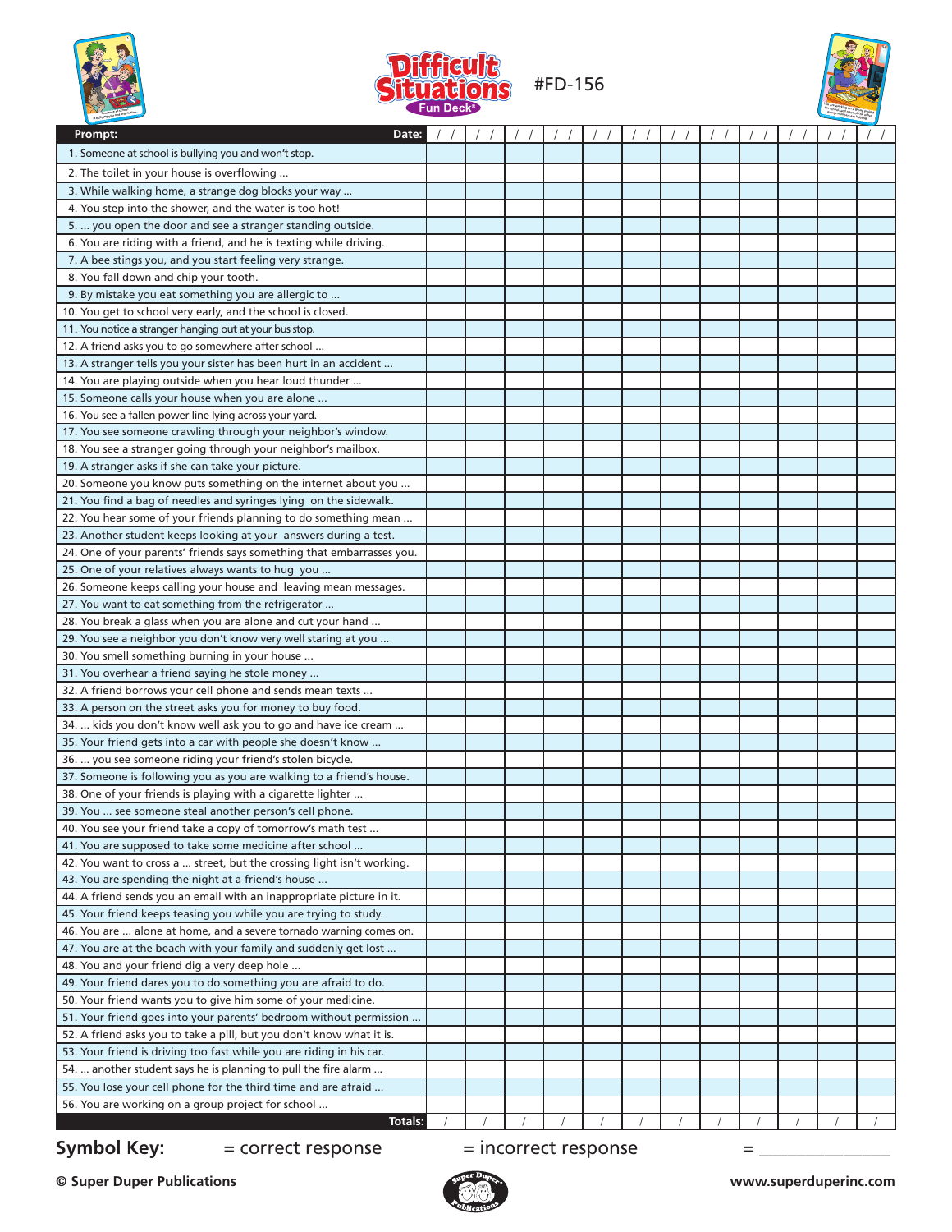# Difficult Situations Fun Deck® #FD-156

| Prompt: Date: | / / | / / | / / | / / | / / | / / | / / | / / | / / | / / | / / | / / |
|---|---|---|---|---|---|---|---|---|---|---|---|---|
| 1. Someone at school is bullying you and won't stop. | | | | | | | | | | | | |
| 2. The toilet in your house is overflowing ... | | | | | | | | | | | | |
| 3. While walking home, a strange dog blocks your way ... | | | | | | | | | | | | |
| 4. You step into the shower, and the water is too hot! | | | | | | | | | | | | |
| 5. ... you open the door and see a stranger standing outside. | | | | | | | | | | | | |
| 6. You are riding with a friend, and he is texting while driving. | | | | | | | | | | | | |
| 7. A bee stings you, and you start feeling very strange. | | | | | | | | | | | | |
| 8. You fall down and chip your tooth. | | | | | | | | | | | | |
| 9. By mistake you eat something you are allergic to ... | | | | | | | | | | | | |
| 10. You get to school very early, and the school is closed. | | | | | | | | | | | | |
| 11. You notice a stranger hanging out at your bus stop. | | | | | | | | | | | | |
| 12. A friend asks you to go somewhere after school ... | | | | | | | | | | | | |
| 13. A stranger tells you your sister has been hurt in an accident ... | | | | | | | | | | | | |
| 14. You are playing outside when you hear loud thunder ... | | | | | | | | | | | | |
| 15. Someone calls your house when you are alone ... | | | | | | | | | | | | |
| 16. You see a fallen power line lying across your yard. | | | | | | | | | | | | |
| 17. You see someone crawling through your neighbor's window. | | | | | | | | | | | | |
| 18. You see a stranger going through your neighbor's mailbox. | | | | | | | | | | | | |
| 19. A stranger asks if she can take your picture. | | | | | | | | | | | | |
| 20. Someone you know puts something on the internet about you ... | | | | | | | | | | | | |
| 21. You find a bag of needles and syringes lying on the sidewalk. | | | | | | | | | | | | |
| 22. You hear some of your friends planning to do something mean ... | | | | | | | | | | | | |
| 23. Another student keeps looking at your answers during a test. | | | | | | | | | | | | |
| 24. One of your parents' friends says something that embarrasses you. | | | | | | | | | | | | |
| 25. One of your relatives always wants to hug you ... | | | | | | | | | | | | |
| 26. Someone keeps calling your house and leaving mean messages. | | | | | | | | | | | | |
| 27. You want to eat something from the refrigerator ... | | | | | | | | | | | | |
| 28. You break a glass when you are alone and cut your hand ... | | | | | | | | | | | | |
| 29. You see a neighbor you don't know very well staring at you ... | | | | | | | | | | | | |
| 30. You smell something burning in your house ... | | | | | | | | | | | | |
| 31. You overhear a friend saying he stole money ... | | | | | | | | | | | | |
| 32. A friend borrows your cell phone and sends mean texts ... | | | | | | | | | | | | |
| 33. A person on the street asks you for money to buy food. | | | | | | | | | | | | |
| 34. ... kids you don't know well ask you to go and have ice cream ... | | | | | | | | | | | | |
| 35. Your friend gets into a car with people she doesn't know ... | | | | | | | | | | | | |
| 36. ... you see someone riding your friend's stolen bicycle. | | | | | | | | | | | | |
| 37. Someone is following you as you are walking to a friend's house. | | | | | | | | | | | | |
| 38. One of your friends is playing with a cigarette lighter ... | | | | | | | | | | | | |
| 39. You ... see someone steal another person's cell phone. | | | | | | | | | | | | |
| 40. You see your friend take a copy of tomorrow's math test ... | | | | | | | | | | | | |
| 41. You are supposed to take some medicine after school ... | | | | | | | | | | | | |
| 42. You want to cross a ... street, but the crossing light isn't working. | | | | | | | | | | | | |
| 43. You are spending the night at a friend's house ... | | | | | | | | | | | | |
| 44. A friend sends you an email with an inappropriate picture in it. | | | | | | | | | | | | |
| 45. Your friend keeps teasing you while you are trying to study. | | | | | | | | | | | | |
| 46. You are ... alone at home, and a severe tornado warning comes on. | | | | | | | | | | | | |
| 47. You are at the beach with your family and suddenly get lost ... | | | | | | | | | | | | |
| 48. You and your friend dig a very deep hole ... | | | | | | | | | | | | |
| 49. Your friend dares you to do something you are afraid to do. | | | | | | | | | | | | |
| 50. Your friend wants you to give him some of your medicine. | | | | | | | | | | | | |
| 51. Your friend goes into your parents' bedroom without permission ... | | | | | | | | | | | | |
| 52. A friend asks you to take a pill, but you don't know what it is. | | | | | | | | | | | | |
| 53. Your friend is driving too fast while you are riding in his car. | | | | | | | | | | | | |
| 54. ... another student says he is planning to pull the fire alarm ... | | | | | | | | | | | | |
| 55. You lose your cell phone for the third time and are afraid ... | | | | | | | | | | | | |
| 56. You are working on a group project for school ... | | | | | | | | | | | | |
| **Totals:** | / | / | / | / | / | / | / | / | / | / | / | / |

**Symbol Key:** = correct response = incorrect response = _______________

© Super Duper Publications www.superduperinc.com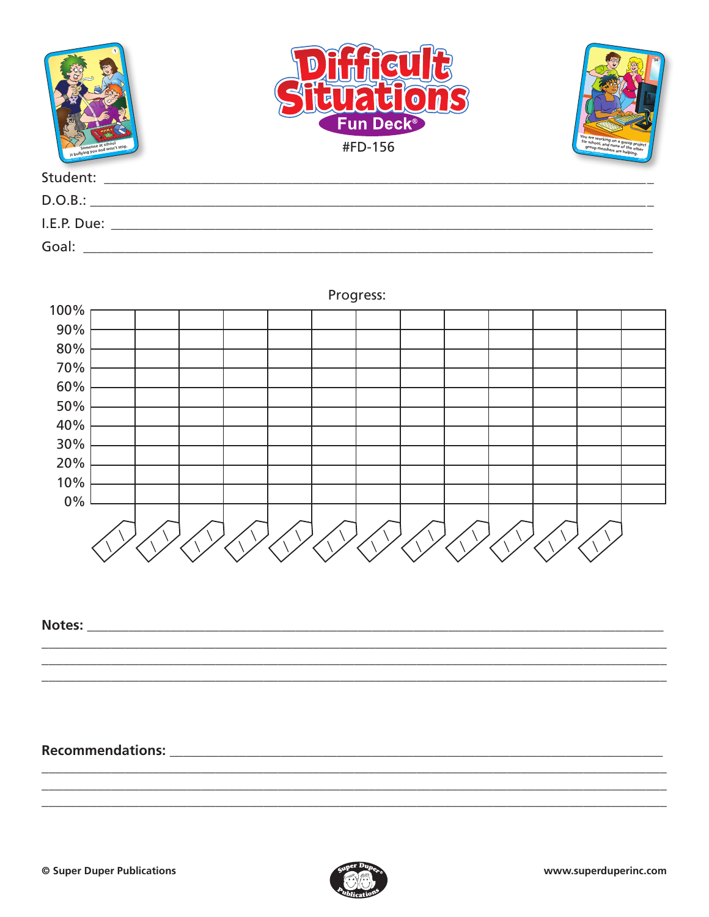# Difficult Situations Fun Deck®

#FD-156

Student: ___________________________________________

D.O.B.: ___________________________________________

I.E.P. Due: ___________________________________________

Goal: ___________________________________________

Progress:

100%
90%
80%
70%
60%
50%
40%
30%
20%
10%
0%

**Notes:** ___________________________________________

___________________________________________

___________________________________________

___________________________________________

**Recommendations:** ___________________________________________

___________________________________________

___________________________________________

___________________________________________

**© Super Duper Publications** **www.superduperinc.com**